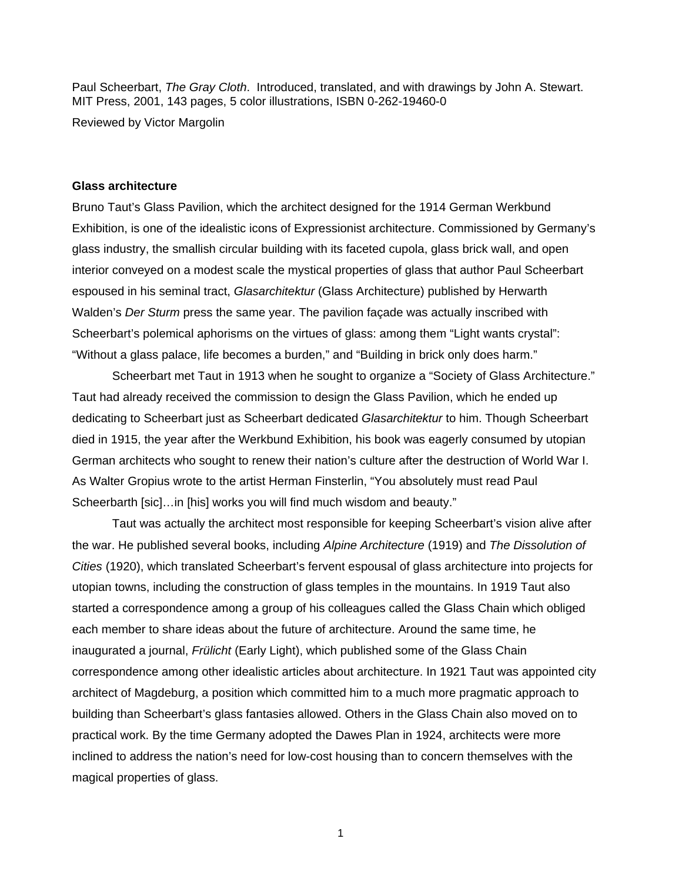Paul Scheerbart, *The Gray Cloth*. Introduced, translated, and with drawings by John A. Stewart. MIT Press, 2001, 143 pages, 5 color illustrations, ISBN 0-262-19460-0

Reviewed by Victor Margolin

**Glass architecture**

Bruno Taut's Glass Pavilion, which the architect designed for the 1914 German Werkbund Exhibition, is one of the idealistic icons of Expressionist architecture. Commissioned by Germany's glass industry, the smallish circular building with its faceted cupola, glass brick wall, and open interior conveyed on a modest scale the mystical properties of glass that author Paul Scheerbart espoused in his seminal tract, *Glasarchitektur* (Glass Architecture) published by Herwarth Walden's *Der Sturm* press the same year. The pavilion façade was actually inscribed with Scheerbart's polemical aphorisms on the virtues of glass: among them "Light wants crystal": "Without a glass palace, life becomes a burden," and "Building in brick only does harm."

Scheerbart met Taut in 1913 when he sought to organize a "Society of Glass Architecture." Taut had already received the commission to design the Glass Pavilion, which he ended up dedicating to Scheerbart just as Scheerbart dedicated *Glasarchitektur* to him. Though Scheerbart died in 1915, the year after the Werkbund Exhibition, his book was eagerly consumed by utopian German architects who sought to renew their nation's culture after the destruction of World War I. As Walter Gropius wrote to the artist Herman Finsterlin, "You absolutely must read Paul Scheerbarth [sic]…in [his] works you will find much wisdom and beauty."

Taut was actually the architect most responsible for keeping Scheerbart's vision alive after the war. He published several books, including *Alpine Architecture* (1919) and *The Dissolution of Cities* (1920), which translated Scheerbart's fervent espousal of glass architecture into projects for utopian towns, including the construction of glass temples in the mountains. In 1919 Taut also started a correspondence among a group of his colleagues called the Glass Chain which obliged each member to share ideas about the future of architecture. Around the same time, he inaugurated a journal, *Frülicht* (Early Light), which published some of the Glass Chain correspondence among other idealistic articles about architecture. In 1921 Taut was appointed city architect of Magdeburg, a position which committed him to a much more pragmatic approach to building than Scheerbart's glass fantasies allowed. Others in the Glass Chain also moved on to practical work. By the time Germany adopted the Dawes Plan in 1924, architects were more inclined to address the nation's need for low-cost housing than to concern themselves with the magical properties of glass.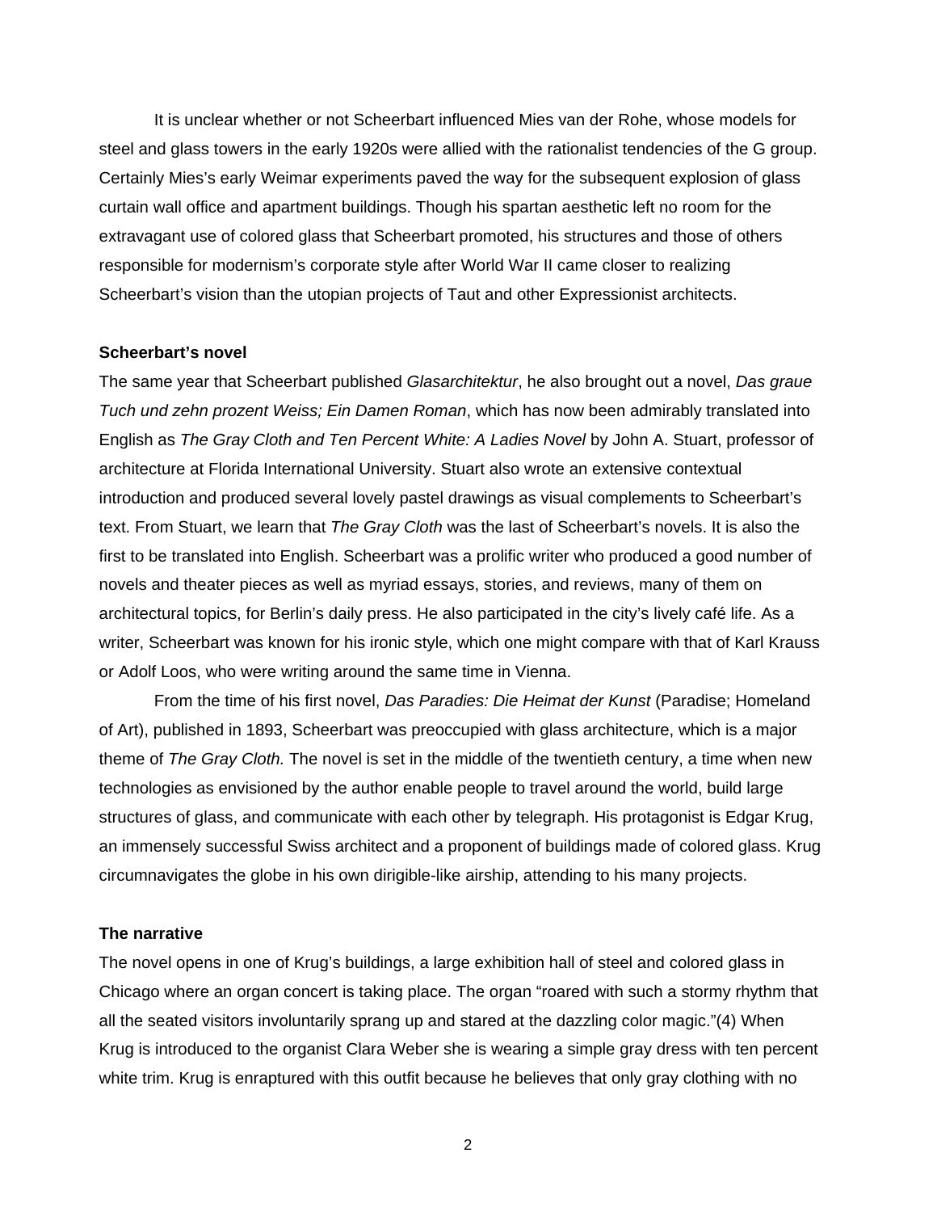It is unclear whether or not Scheerbart influenced Mies van der Rohe, whose models for steel and glass towers in the early 1920s were allied with the rationalist tendencies of the G group. Certainly Mies's early Weimar experiments paved the way for the subsequent explosion of glass curtain wall office and apartment buildings. Though his spartan aesthetic left no room for the extravagant use of colored glass that Scheerbart promoted, his structures and those of others responsible for modernism's corporate style after World War II came closer to realizing Scheerbart's vision than the utopian projects of Taut and other Expressionist architects.

**Scheerbart's novel**

The same year that Scheerbart published *Glasarchitektur*, he also brought out a novel, *Das graue Tuch und zehn prozent Weiss; Ein Damen Roman*, which has now been admirably translated into English as *The Gray Cloth and Ten Percent White: A Ladies Novel* by John A. Stuart, professor of architecture at Florida International University. Stuart also wrote an extensive contextual introduction and produced several lovely pastel drawings as visual complements to Scheerbart's text. From Stuart, we learn that *The Gray Cloth* was the last of Scheerbart's novels. It is also the first to be translated into English. Scheerbart was a prolific writer who produced a good number of novels and theater pieces as well as myriad essays, stories, and reviews, many of them on architectural topics, for Berlin's daily press. He also participated in the city's lively café life. As a writer, Scheerbart was known for his ironic style, which one might compare with that of Karl Krauss or Adolf Loos, who were writing around the same time in Vienna.

From the time of his first novel, *Das Paradies: Die Heimat der Kunst* (Paradise; Homeland of Art), published in 1893, Scheerbart was preoccupied with glass architecture, which is a major theme of *The Gray Cloth.* The novel is set in the middle of the twentieth century, a time when new technologies as envisioned by the author enable people to travel around the world, build large structures of glass, and communicate with each other by telegraph. His protagonist is Edgar Krug, an immensely successful Swiss architect and a proponent of buildings made of colored glass. Krug circumnavigates the globe in his own dirigible-like airship, attending to his many projects.

**The narrative**

The novel opens in one of Krug's buildings, a large exhibition hall of steel and colored glass in Chicago where an organ concert is taking place. The organ "roared with such a stormy rhythm that all the seated visitors involuntarily sprang up and stared at the dazzling color magic."(4) When Krug is introduced to the organist Clara Weber she is wearing a simple gray dress with ten percent white trim. Krug is enraptured with this outfit because he believes that only gray clothing with no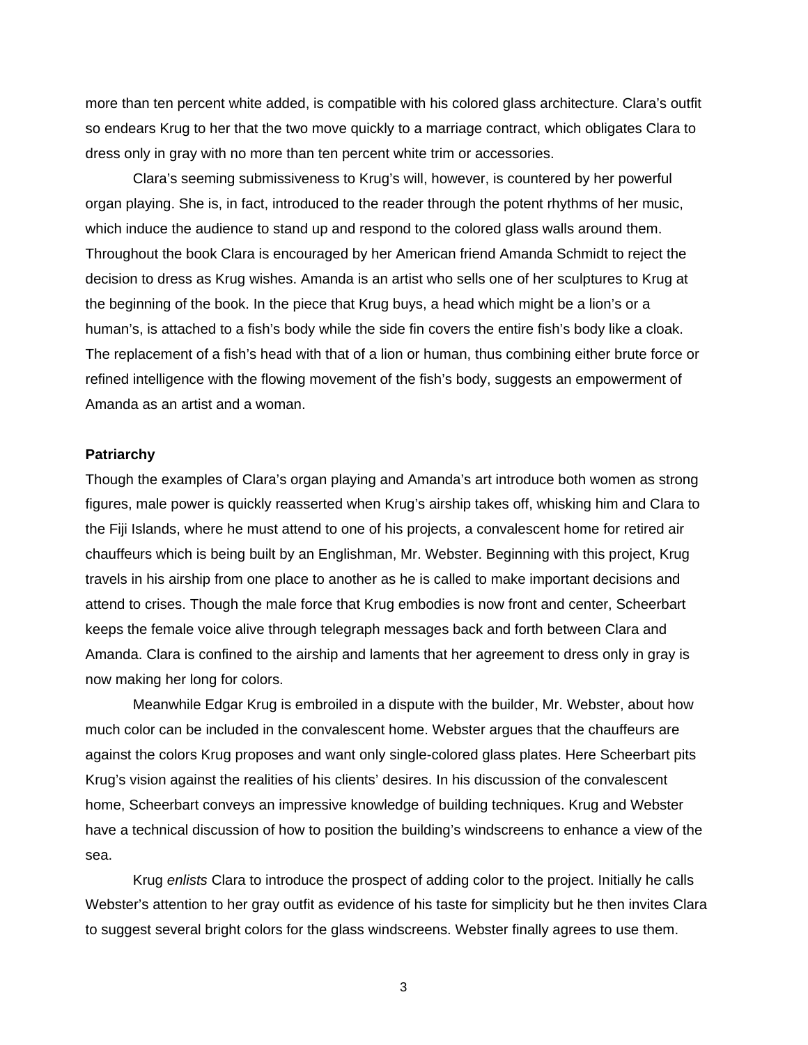more than ten percent white added, is compatible with his colored glass architecture. Clara's outfit so endears Krug to her that the two move quickly to a marriage contract, which obligates Clara to dress only in gray with no more than ten percent white trim or accessories.

Clara's seeming submissiveness to Krug's will, however, is countered by her powerful organ playing. She is, in fact, introduced to the reader through the potent rhythms of her music, which induce the audience to stand up and respond to the colored glass walls around them. Throughout the book Clara is encouraged by her American friend Amanda Schmidt to reject the decision to dress as Krug wishes. Amanda is an artist who sells one of her sculptures to Krug at the beginning of the book. In the piece that Krug buys, a head which might be a lion's or a human's, is attached to a fish's body while the side fin covers the entire fish's body like a cloak. The replacement of a fish's head with that of a lion or human, thus combining either brute force or refined intelligence with the flowing movement of the fish's body, suggests an empowerment of Amanda as an artist and a woman.

**Patriarchy**

Though the examples of Clara's organ playing and Amanda's art introduce both women as strong figures, male power is quickly reasserted when Krug's airship takes off, whisking him and Clara to the Fiji Islands, where he must attend to one of his projects, a convalescent home for retired air chauffeurs which is being built by an Englishman, Mr. Webster. Beginning with this project, Krug travels in his airship from one place to another as he is called to make important decisions and attend to crises. Though the male force that Krug embodies is now front and center, Scheerbart keeps the female voice alive through telegraph messages back and forth between Clara and Amanda. Clara is confined to the airship and laments that her agreement to dress only in gray is now making her long for colors.

Meanwhile Edgar Krug is embroiled in a dispute with the builder, Mr. Webster, about how much color can be included in the convalescent home. Webster argues that the chauffeurs are against the colors Krug proposes and want only single-colored glass plates. Here Scheerbart pits Krug's vision against the realities of his clients' desires. In his discussion of the convalescent home, Scheerbart conveys an impressive knowledge of building techniques. Krug and Webster have a technical discussion of how to position the building's windscreens to enhance a view of the sea.

Krug *enlists* Clara to introduce the prospect of adding color to the project. Initially he calls Webster's attention to her gray outfit as evidence of his taste for simplicity but he then invites Clara to suggest several bright colors for the glass windscreens. Webster finally agrees to use them.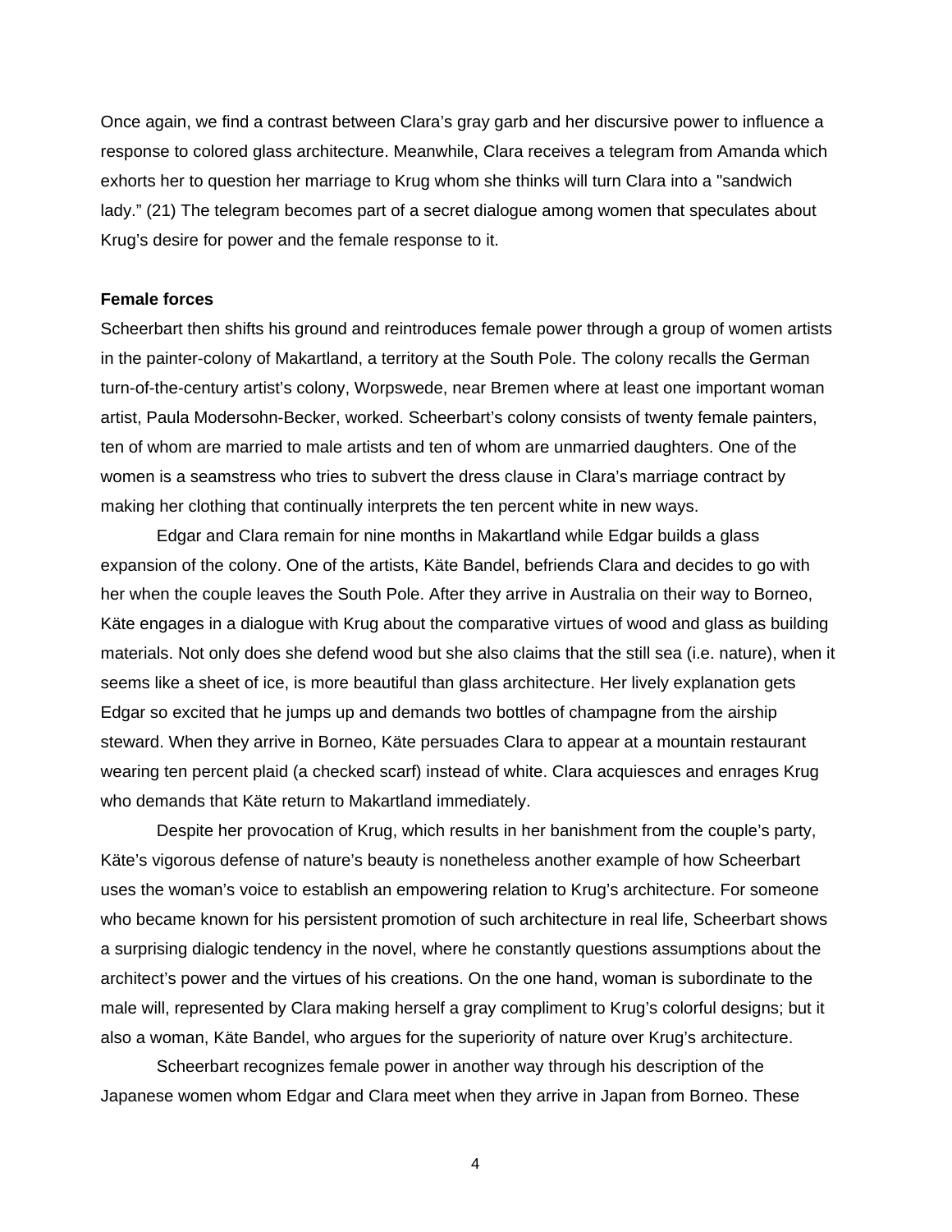Once again, we find a contrast between Clara's gray garb and her discursive power to influence a response to colored glass architecture. Meanwhile, Clara receives a telegram from Amanda which exhorts her to question her marriage to Krug whom she thinks will turn Clara into a "sandwich lady." (21) The telegram becomes part of a secret dialogue among women that speculates about Krug's desire for power and the female response to it.

**Female forces**

Scheerbart then shifts his ground and reintroduces female power through a group of women artists in the painter-colony of Makartland, a territory at the South Pole. The colony recalls the German turn-of-the-century artist's colony, Worpswede, near Bremen where at least one important woman artist, Paula Modersohn-Becker, worked. Scheerbart's colony consists of twenty female painters, ten of whom are married to male artists and ten of whom are unmarried daughters. One of the women is a seamstress who tries to subvert the dress clause in Clara's marriage contract by making her clothing that continually interprets the ten percent white in new ways.

Edgar and Clara remain for nine months in Makartland while Edgar builds a glass expansion of the colony. One of the artists, Käte Bandel, befriends Clara and decides to go with her when the couple leaves the South Pole. After they arrive in Australia on their way to Borneo, Käte engages in a dialogue with Krug about the comparative virtues of wood and glass as building materials. Not only does she defend wood but she also claims that the still sea (i.e. nature), when it seems like a sheet of ice, is more beautiful than glass architecture. Her lively explanation gets Edgar so excited that he jumps up and demands two bottles of champagne from the airship steward. When they arrive in Borneo, Käte persuades Clara to appear at a mountain restaurant wearing ten percent plaid (a checked scarf) instead of white. Clara acquiesces and enrages Krug who demands that Käte return to Makartland immediately.

Despite her provocation of Krug, which results in her banishment from the couple's party, Käte's vigorous defense of nature's beauty is nonetheless another example of how Scheerbart uses the woman's voice to establish an empowering relation to Krug's architecture. For someone who became known for his persistent promotion of such architecture in real life, Scheerbart shows a surprising dialogic tendency in the novel, where he constantly questions assumptions about the architect's power and the virtues of his creations. On the one hand, woman is subordinate to the male will, represented by Clara making herself a gray compliment to Krug's colorful designs; but it also a woman, Käte Bandel, who argues for the superiority of nature over Krug's architecture.

Scheerbart recognizes female power in another way through his description of the Japanese women whom Edgar and Clara meet when they arrive in Japan from Borneo. These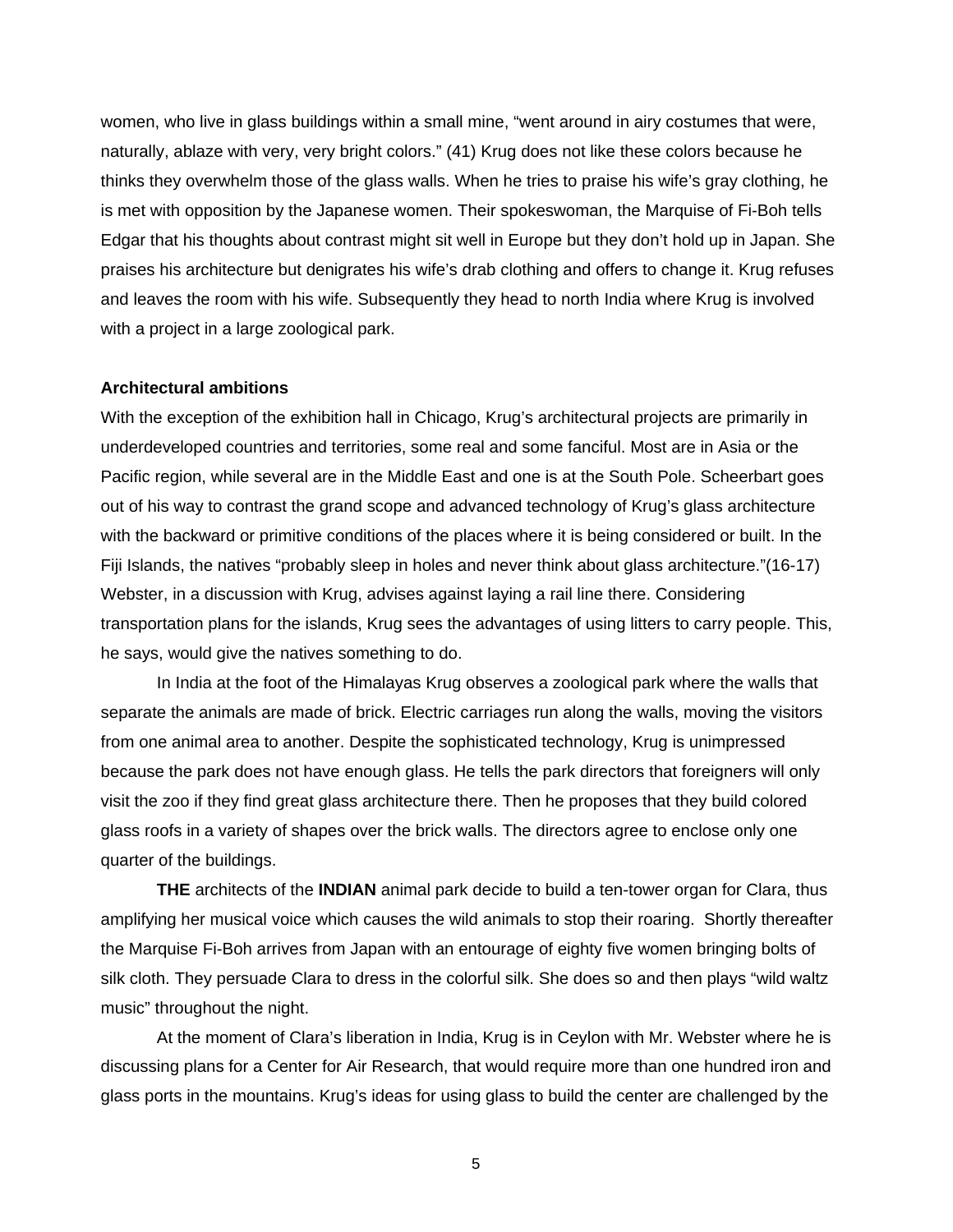women, who live in glass buildings within a small mine, "went around in airy costumes that were, naturally, ablaze with very, very bright colors." (41) Krug does not like these colors because he thinks they overwhelm those of the glass walls. When he tries to praise his wife's gray clothing, he is met with opposition by the Japanese women. Their spokeswoman, the Marquise of Fi-Boh tells Edgar that his thoughts about contrast might sit well in Europe but they don't hold up in Japan. She praises his architecture but denigrates his wife's drab clothing and offers to change it. Krug refuses and leaves the room with his wife. Subsequently they head to north India where Krug is involved with a project in a large zoological park.

**Architectural ambitions**

With the exception of the exhibition hall in Chicago, Krug's architectural projects are primarily in underdeveloped countries and territories, some real and some fanciful. Most are in Asia or the Pacific region, while several are in the Middle East and one is at the South Pole. Scheerbart goes out of his way to contrast the grand scope and advanced technology of Krug's glass architecture with the backward or primitive conditions of the places where it is being considered or built. In the Fiji Islands, the natives "probably sleep in holes and never think about glass architecture."(16-17) Webster, in a discussion with Krug, advises against laying a rail line there. Considering transportation plans for the islands, Krug sees the advantages of using litters to carry people. This, he says, would give the natives something to do.

In India at the foot of the Himalayas Krug observes a zoological park where the walls that separate the animals are made of brick. Electric carriages run along the walls, moving the visitors from one animal area to another. Despite the sophisticated technology, Krug is unimpressed because the park does not have enough glass. He tells the park directors that foreigners will only visit the zoo if they find great glass architecture there. Then he proposes that they build colored glass roofs in a variety of shapes over the brick walls. The directors agree to enclose only one quarter of the buildings.

**THE** architects of the **INDIAN** animal park decide to build a ten-tower organ for Clara, thus amplifying her musical voice which causes the wild animals to stop their roaring. Shortly thereafter the Marquise Fi-Boh arrives from Japan with an entourage of eighty five women bringing bolts of silk cloth. They persuade Clara to dress in the colorful silk. She does so and then plays "wild waltz music" throughout the night.

At the moment of Clara's liberation in India, Krug is in Ceylon with Mr. Webster where he is discussing plans for a Center for Air Research, that would require more than one hundred iron and glass ports in the mountains. Krug's ideas for using glass to build the center are challenged by the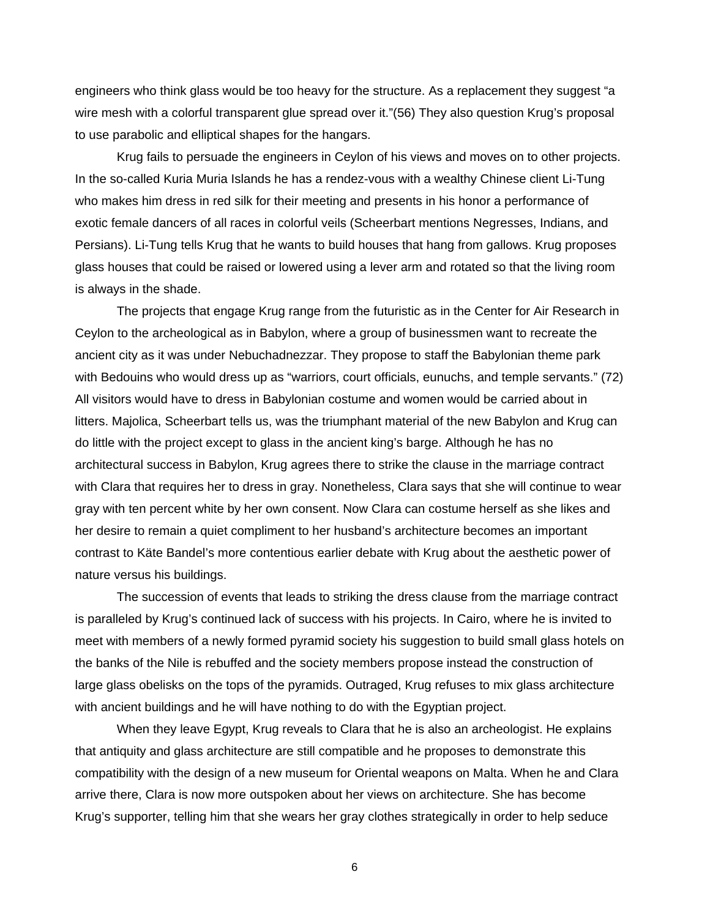engineers who think glass would be too heavy for the structure. As a replacement they suggest "a wire mesh with a colorful transparent glue spread over it."(56) They also question Krug's proposal to use parabolic and elliptical shapes for the hangars.

Krug fails to persuade the engineers in Ceylon of his views and moves on to other projects. In the so-called Kuria Muria Islands he has a rendez-vous with a wealthy Chinese client Li-Tung who makes him dress in red silk for their meeting and presents in his honor a performance of exotic female dancers of all races in colorful veils (Scheerbart mentions Negresses, Indians, and Persians). Li-Tung tells Krug that he wants to build houses that hang from gallows. Krug proposes glass houses that could be raised or lowered using a lever arm and rotated so that the living room is always in the shade.

The projects that engage Krug range from the futuristic as in the Center for Air Research in Ceylon to the archeological as in Babylon, where a group of businessmen want to recreate the ancient city as it was under Nebuchadnezzar. They propose to staff the Babylonian theme park with Bedouins who would dress up as "warriors, court officials, eunuchs, and temple servants." (72) All visitors would have to dress in Babylonian costume and women would be carried about in litters. Majolica, Scheerbart tells us, was the triumphant material of the new Babylon and Krug can do little with the project except to glass in the ancient king's barge. Although he has no architectural success in Babylon, Krug agrees there to strike the clause in the marriage contract with Clara that requires her to dress in gray. Nonetheless, Clara says that she will continue to wear gray with ten percent white by her own consent. Now Clara can costume herself as she likes and her desire to remain a quiet compliment to her husband's architecture becomes an important contrast to Käte Bandel's more contentious earlier debate with Krug about the aesthetic power of nature versus his buildings.

The succession of events that leads to striking the dress clause from the marriage contract is paralleled by Krug's continued lack of success with his projects. In Cairo, where he is invited to meet with members of a newly formed pyramid society his suggestion to build small glass hotels on the banks of the Nile is rebuffed and the society members propose instead the construction of large glass obelisks on the tops of the pyramids. Outraged, Krug refuses to mix glass architecture with ancient buildings and he will have nothing to do with the Egyptian project.

When they leave Egypt, Krug reveals to Clara that he is also an archeologist. He explains that antiquity and glass architecture are still compatible and he proposes to demonstrate this compatibility with the design of a new museum for Oriental weapons on Malta. When he and Clara arrive there, Clara is now more outspoken about her views on architecture. She has become Krug's supporter, telling him that she wears her gray clothes strategically in order to help seduce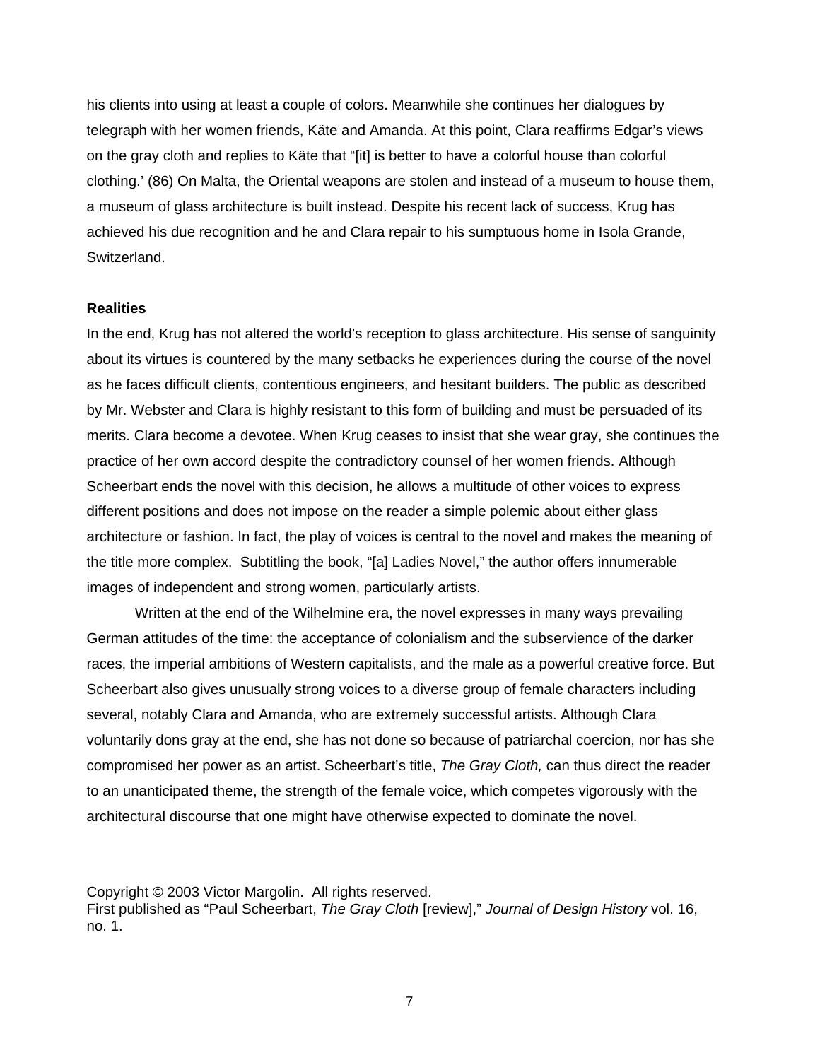his clients into using at least a couple of colors. Meanwhile she continues her dialogues by telegraph with her women friends, Käte and Amanda. At this point, Clara reaffirms Edgar's views on the gray cloth and replies to Käte that "[it] is better to have a colorful house than colorful clothing.' (86) On Malta, the Oriental weapons are stolen and instead of a museum to house them, a museum of glass architecture is built instead. Despite his recent lack of success, Krug has achieved his due recognition and he and Clara repair to his sumptuous home in Isola Grande, Switzerland.

**Realities**

In the end, Krug has not altered the world's reception to glass architecture. His sense of sanguinity about its virtues is countered by the many setbacks he experiences during the course of the novel as he faces difficult clients, contentious engineers, and hesitant builders. The public as described by Mr. Webster and Clara is highly resistant to this form of building and must be persuaded of its merits. Clara become a devotee. When Krug ceases to insist that she wear gray, she continues the practice of her own accord despite the contradictory counsel of her women friends. Although Scheerbart ends the novel with this decision, he allows a multitude of other voices to express different positions and does not impose on the reader a simple polemic about either glass architecture or fashion. In fact, the play of voices is central to the novel and makes the meaning of the title more complex. Subtitling the book, "[a] Ladies Novel," the author offers innumerable images of independent and strong women, particularly artists.

Written at the end of the Wilhelmine era, the novel expresses in many ways prevailing German attitudes of the time: the acceptance of colonialism and the subservience of the darker races, the imperial ambitions of Western capitalists, and the male as a powerful creative force. But Scheerbart also gives unusually strong voices to a diverse group of female characters including several, notably Clara and Amanda, who are extremely successful artists. Although Clara voluntarily dons gray at the end, she has not done so because of patriarchal coercion, nor has she compromised her power as an artist. Scheerbart's title, *The Gray Cloth,* can thus direct the reader to an unanticipated theme, the strength of the female voice, which competes vigorously with the architectural discourse that one might have otherwise expected to dominate the novel.

Copyright © 2003 Victor Margolin. All rights reserved.
First published as "Paul Scheerbart, *The Gray Cloth* [review]," *Journal of Design History* vol. 16, no. 1.